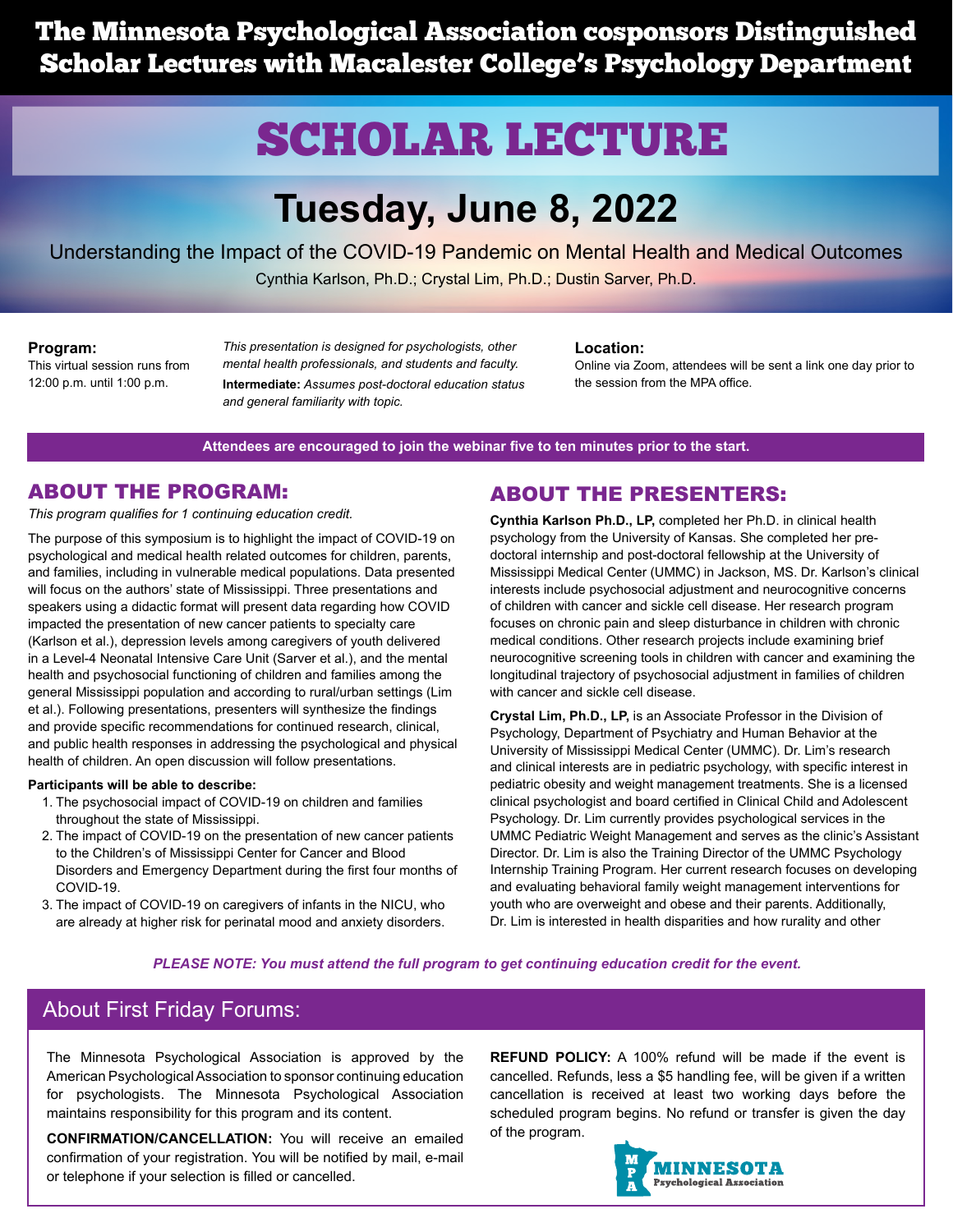# The Minnesota Psychological Association cosponsors Distinguished Scholar Lectures with Macalester College's Psychology Department

# SCHOLAR LECTURE

## Tuesday, June 8, 2022

Understanding the Impact of the COVID-19 Pandemic on Mental Health and Medical Outcomes

Cynthia Karlson, Ph.D.; Crystal Lim, Ph.D.; Dustin Sarver, Ph.D.

**Program:**
This virtual session runs from 12:00 p.m. until 1:00 p.m.

*This presentation is designed for psychologists, other mental health professionals, and students and faculty.*
**Intermediate:** *Assumes post-doctoral education status and general familiarity with topic.*

**Location:**
Online via Zoom, attendees will be sent a link one day prior to the session from the MPA office.

**Attendees are encouraged to join the webinar five to ten minutes prior to the start.**

## ABOUT THE PROGRAM:

*This program qualifies for 1 continuing education credit.*

The purpose of this symposium is to highlight the impact of COVID-19 on psychological and medical health related outcomes for children, parents, and families, including in vulnerable medical populations. Data presented will focus on the authors' state of Mississippi. Three presentations and speakers using a didactic format will present data regarding how COVID impacted the presentation of new cancer patients to specialty care (Karlson et al.), depression levels among caregivers of youth delivered in a Level-4 Neonatal Intensive Care Unit (Sarver et al.), and the mental health and psychosocial functioning of children and families among the general Mississippi population and according to rural/urban settings (Lim et al.). Following presentations, presenters will synthesize the findings and provide specific recommendations for continued research, clinical, and public health responses in addressing the psychological and physical health of children. An open discussion will follow presentations.

**Participants will be able to describe:**

1. The psychosocial impact of COVID-19 on children and families throughout the state of Mississippi.
2. The impact of COVID-19 on the presentation of new cancer patients to the Children's of Mississippi Center for Cancer and Blood Disorders and Emergency Department during the first four months of COVID-19.
3. The impact of COVID-19 on caregivers of infants in the NICU, who are already at higher risk for perinatal mood and anxiety disorders.

## ABOUT THE PRESENTERS:

**Cynthia Karlson Ph.D., LP,** completed her Ph.D. in clinical health psychology from the University of Kansas. She completed her pre-doctoral internship and post-doctoral fellowship at the University of Mississippi Medical Center (UMMC) in Jackson, MS. Dr. Karlson's clinical interests include psychosocial adjustment and neurocognitive concerns of children with cancer and sickle cell disease. Her research program focuses on chronic pain and sleep disturbance in children with chronic medical conditions. Other research projects include examining brief neurocognitive screening tools in children with cancer and examining the longitudinal trajectory of psychosocial adjustment in families of children with cancer and sickle cell disease.

**Crystal Lim, Ph.D., LP,** is an Associate Professor in the Division of Psychology, Department of Psychiatry and Human Behavior at the University of Mississippi Medical Center (UMMC). Dr. Lim's research and clinical interests are in pediatric psychology, with specific interest in pediatric obesity and weight management treatments. She is a licensed clinical psychologist and board certified in Clinical Child and Adolescent Psychology. Dr. Lim currently provides psychological services in the UMMC Pediatric Weight Management and serves as the clinic's Assistant Director. Dr. Lim is also the Training Director of the UMMC Psychology Internship Training Program. Her current research focuses on developing and evaluating behavioral family weight management interventions for youth who are overweight and obese and their parents. Additionally, Dr. Lim is interested in health disparities and how rurality and other

***PLEASE NOTE: You must attend the full program to get continuing education credit for the event.***

## About First Friday Forums:

The Minnesota Psychological Association is approved by the American Psychological Association to sponsor continuing education for psychologists. The Minnesota Psychological Association maintains responsibility for this program and its content.

**CONFIRMATION/CANCELLATION:** You will receive an emailed confirmation of your registration. You will be notified by mail, e-mail or telephone if your selection is filled or cancelled.

**REFUND POLICY:** A 100% refund will be made if the event is cancelled. Refunds, less a $5 handling fee, will be given if a written cancellation is received at least two working days before the scheduled program begins. No refund or transfer is given the day of the program.

MPA MINNESOTA Psychological Association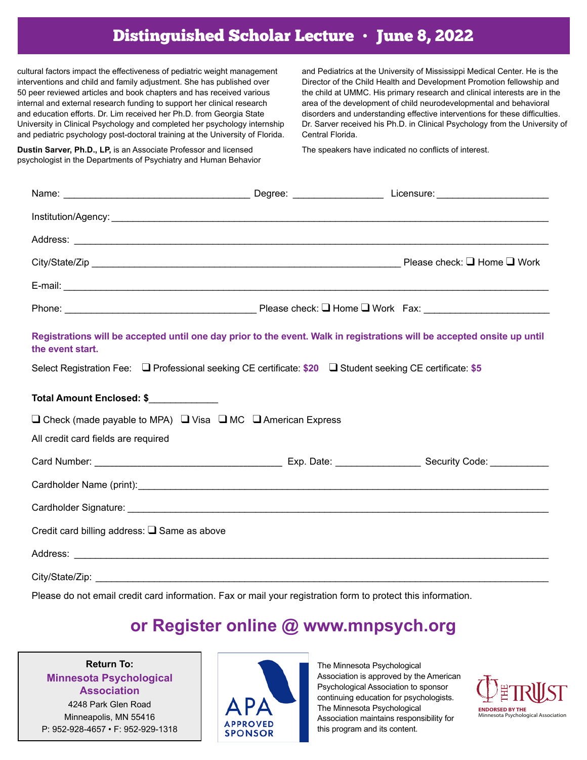# Distinguished Scholar Lecture • June 8, 2022

cultural factors impact the effectiveness of pediatric weight management interventions and child and family adjustment. She has published over 50 peer reviewed articles and book chapters and has received various internal and external research funding to support her clinical research and education efforts. Dr. Lim received her Ph.D. from Georgia State University in Clinical Psychology and completed her psychology internship and pediatric psychology post-doctoral training at the University of Florida.

**Dustin Sarver, Ph.D., LP,** is an Associate Professor and licensed psychologist in the Departments of Psychiatry and Human Behavior and Pediatrics at the University of Mississippi Medical Center. He is the Director of the Child Health and Development Promotion fellowship and the child at UMMC. His primary research and clinical interests are in the area of the development of child neurodevelopmental and behavioral disorders and understanding effective interventions for these difficulties. Dr. Sarver received his Ph.D. in Clinical Psychology from the University of Central Florida.

The speakers have indicated no conflicts of interest.

Name: ___________________________________ Degree: _________________ Licensure: _____________________

Institution/Agency: ______________________________________________________________________________

Address: ________________________________________________________________________________________

City/State/Zip _________________________________________________________ Please check: ❑ Home ❑ Work

E-mail: _________________________________________________________________________________________

Phone: ____________________________________ Please check: ❑ Home ❑ Work Fax: _______________________

**Registrations will be accepted until one day prior to the event. Walk in registrations will be accepted onsite up until the event start.**

Select Registration Fee: ❑ Professional seeking CE certificate: **$20** ❑ Student seeking CE certificate: **$5**

**Total Amount Enclosed: $**_____________

❑ Check (made payable to MPA) ❑ Visa ❑ MC ❑ American Express

All credit card fields are required

Card Number: ___________________________________ Exp. Date: ________________ Security Code: ___________

Cardholder Name (print):__________________________________________________________________________

Cardholder Signature: _____________________________________________________________________________

Credit card billing address: ❑ Same as above

Address: ________________________________________________________________________________________

City/State/Zip: ___________________________________________________________________________________

Please do not email credit card information. Fax or mail your registration form to protect this information.

## or Register online @ www.mnpsych.org

**Return To:**
**Minnesota Psychological Association**
4248 Park Glen Road
Minneapolis, MN 55416
P: 952-928-4657 • F: 952-929-1318

APA APPROVED SPONSOR

The Minnesota Psychological Association is approved by the American Psychological Association to sponsor continuing education for psychologists. The Minnesota Psychological Association maintains responsibility for this program and its content.

THE TRUST
ENDORSED BY THE Minnesota Psychological Association